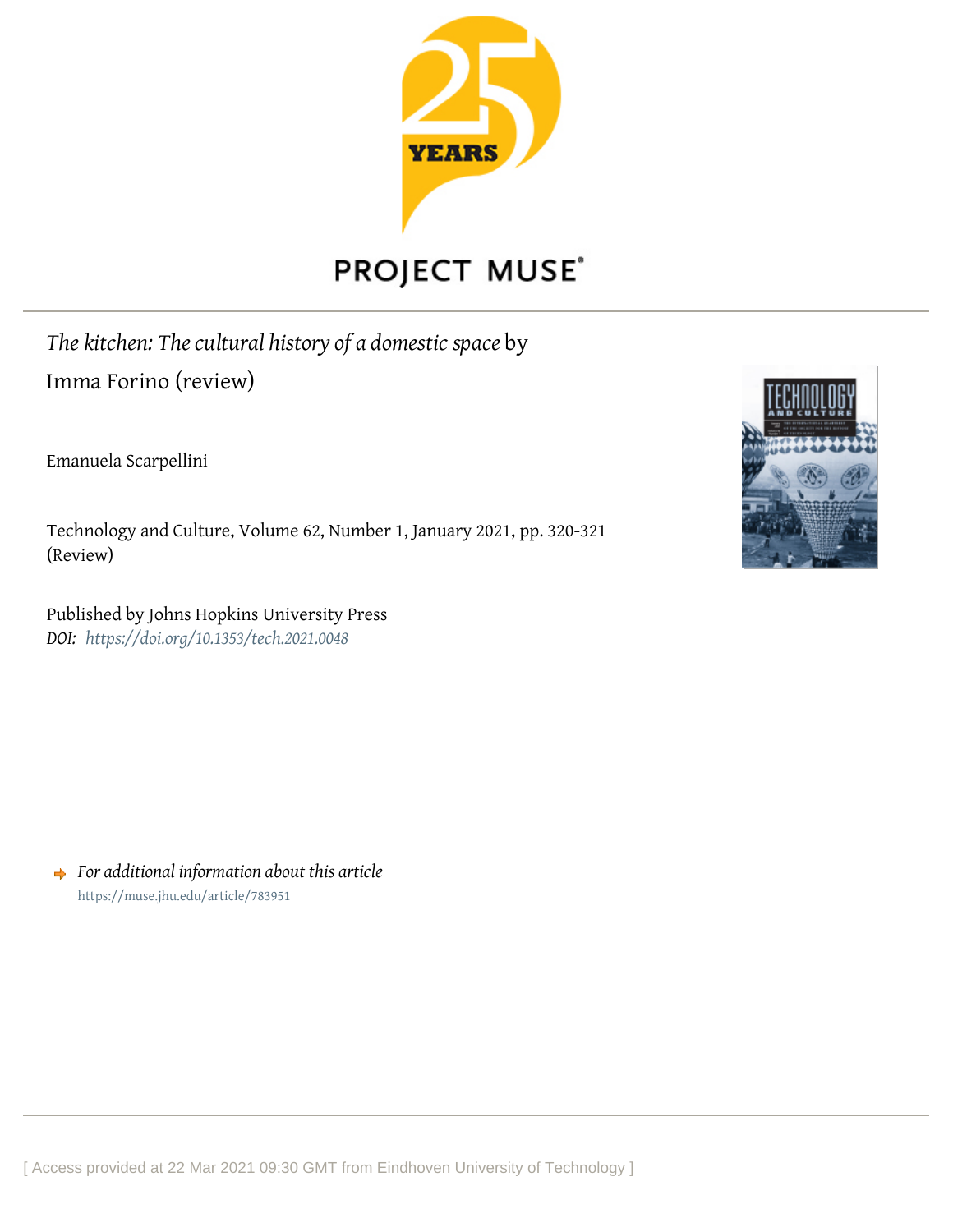PROJECT MUSE

*The kitchen: The cultural history of a domestic space* by Imma Forino (review)

Emanuela Scarpellini

Technology and Culture, Volume 62, Number 1, January 2021, pp. 320-321 (Review)

Published by Johns Hopkins University Press
*DOI: https://doi.org/10.1353/tech.2021.0048*

*For additional information about this article*
https://muse.jhu.edu/article/783951

[ Access provided at 22 Mar 2021 09:30 GMT from Eindhoven University of Technology ]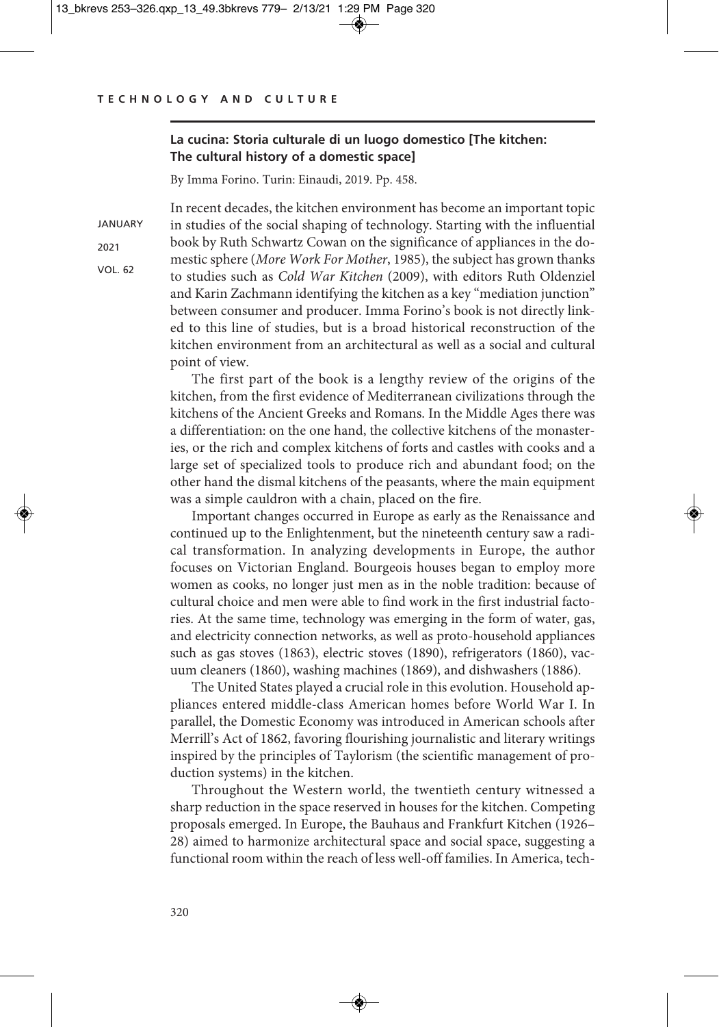**La cucina: Storia culturale di un luogo domestico [The kitchen: The cultural history of a domestic space]**

By Imma Forino. Turin: Einaudi, 2019. Pp. 458.

In recent decades, the kitchen environment has become an important topic in studies of the social shaping of technology. Starting with the influential book by Ruth Schwartz Cowan on the significance of appliances in the domestic sphere (*More Work For Mother*, 1985), the subject has grown thanks to studies such as *Cold War Kitchen* (2009), with editors Ruth Oldenziel and Karin Zachmann identifying the kitchen as a key "mediation junction" between consumer and producer. Imma Forino's book is not directly linked to this line of studies, but is a broad historical reconstruction of the kitchen environment from an architectural as well as a social and cultural point of view.

The first part of the book is a lengthy review of the origins of the kitchen, from the first evidence of Mediterranean civilizations through the kitchens of the Ancient Greeks and Romans. In the Middle Ages there was a differentiation: on the one hand, the collective kitchens of the monasteries, or the rich and complex kitchens of forts and castles with cooks and a large set of specialized tools to produce rich and abundant food; on the other hand the dismal kitchens of the peasants, where the main equipment was a simple cauldron with a chain, placed on the fire.

Important changes occurred in Europe as early as the Renaissance and continued up to the Enlightenment, but the nineteenth century saw a radical transformation. In analyzing developments in Europe, the author focuses on Victorian England. Bourgeois houses began to employ more women as cooks, no longer just men as in the noble tradition: because of cultural choice and men were able to find work in the first industrial factories. At the same time, technology was emerging in the form of water, gas, and electricity connection networks, as well as proto-household appliances such as gas stoves (1863), electric stoves (1890), refrigerators (1860), vacuum cleaners (1860), washing machines (1869), and dishwashers (1886).

The United States played a crucial role in this evolution. Household appliances entered middle-class American homes before World War I. In parallel, the Domestic Economy was introduced in American schools after Merrill's Act of 1862, favoring flourishing journalistic and literary writings inspired by the principles of Taylorism (the scientific management of production systems) in the kitchen.

Throughout the Western world, the twentieth century witnessed a sharp reduction in the space reserved in houses for the kitchen. Competing proposals emerged. In Europe, the Bauhaus and Frankfurt Kitchen (1926–28) aimed to harmonize architectural space and social space, suggesting a functional room within the reach of less well-off families. In America, tech-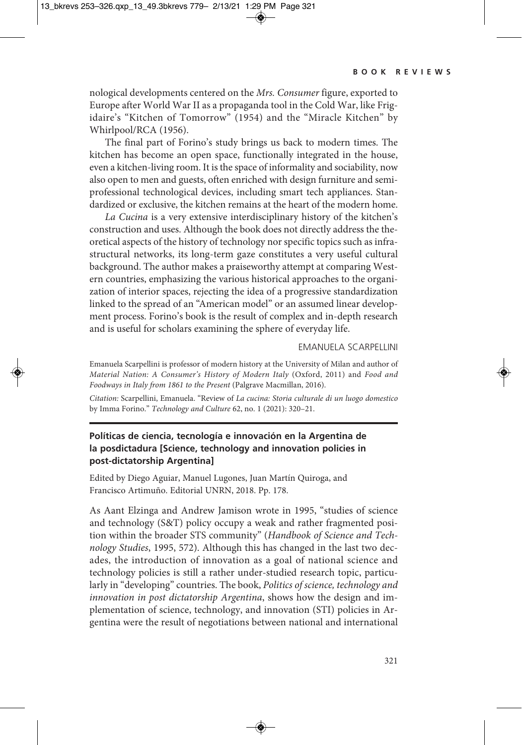nological developments centered on the *Mrs. Consumer* figure, exported to Europe after World War II as a propaganda tool in the Cold War, like Frigidaire's "Kitchen of Tomorrow" (1954) and the "Miracle Kitchen" by Whirlpool/RCA (1956).

The final part of Forino's study brings us back to modern times. The kitchen has become an open space, functionally integrated in the house, even a kitchen-living room. It is the space of informality and sociability, now also open to men and guests, often enriched with design furniture and semi-professional technological devices, including smart tech appliances. Standardized or exclusive, the kitchen remains at the heart of the modern home.

*La Cucina* is a very extensive interdisciplinary history of the kitchen's construction and uses. Although the book does not directly address the theoretical aspects of the history of technology nor specific topics such as infrastructural networks, its long-term gaze constitutes a very useful cultural background. The author makes a praiseworthy attempt at comparing Western countries, emphasizing the various historical approaches to the organization of interior spaces, rejecting the idea of a progressive standardization linked to the spread of an "American model" or an assumed linear development process. Forino's book is the result of complex and in-depth research and is useful for scholars examining the sphere of everyday life.

EMANUELA SCARPELLINI

Emanuela Scarpellini is professor of modern history at the University of Milan and author of *Material Nation: A Consumer's History of Modern Italy* (Oxford, 2011) and *Food and Foodways in Italy from 1861 to the Present* (Palgrave Macmillan, 2016).

*Citation:* Scarpellini, Emanuela. "Review of *La cucina: Storia culturale di un luogo domestico* by Imma Forino." *Technology and Culture* 62, no. 1 (2021): 320–21.

---

**Políticas de ciencia, tecnología e innovación en la Argentina de la posdictadura [Science, technology and innovation policies in post-dictatorship Argentina]**

Edited by Diego Aguiar, Manuel Lugones, Juan Martín Quiroga, and Francisco Artimuño. Editorial UNRN, 2018. Pp. 178.

As Aant Elzinga and Andrew Jamison wrote in 1995, "studies of science and technology (S&T) policy occupy a weak and rather fragmented position within the broader STS community" (*Handbook of Science and Technology Studies*, 1995, 572). Although this has changed in the last two decades, the introduction of innovation as a goal of national science and technology policies is still a rather under-studied research topic, particularly in "developing" countries. The book, *Politics of science, technology and innovation in post dictatorship Argentina*, shows how the design and implementation of science, technology, and innovation (STI) policies in Argentina were the result of negotiations between national and international